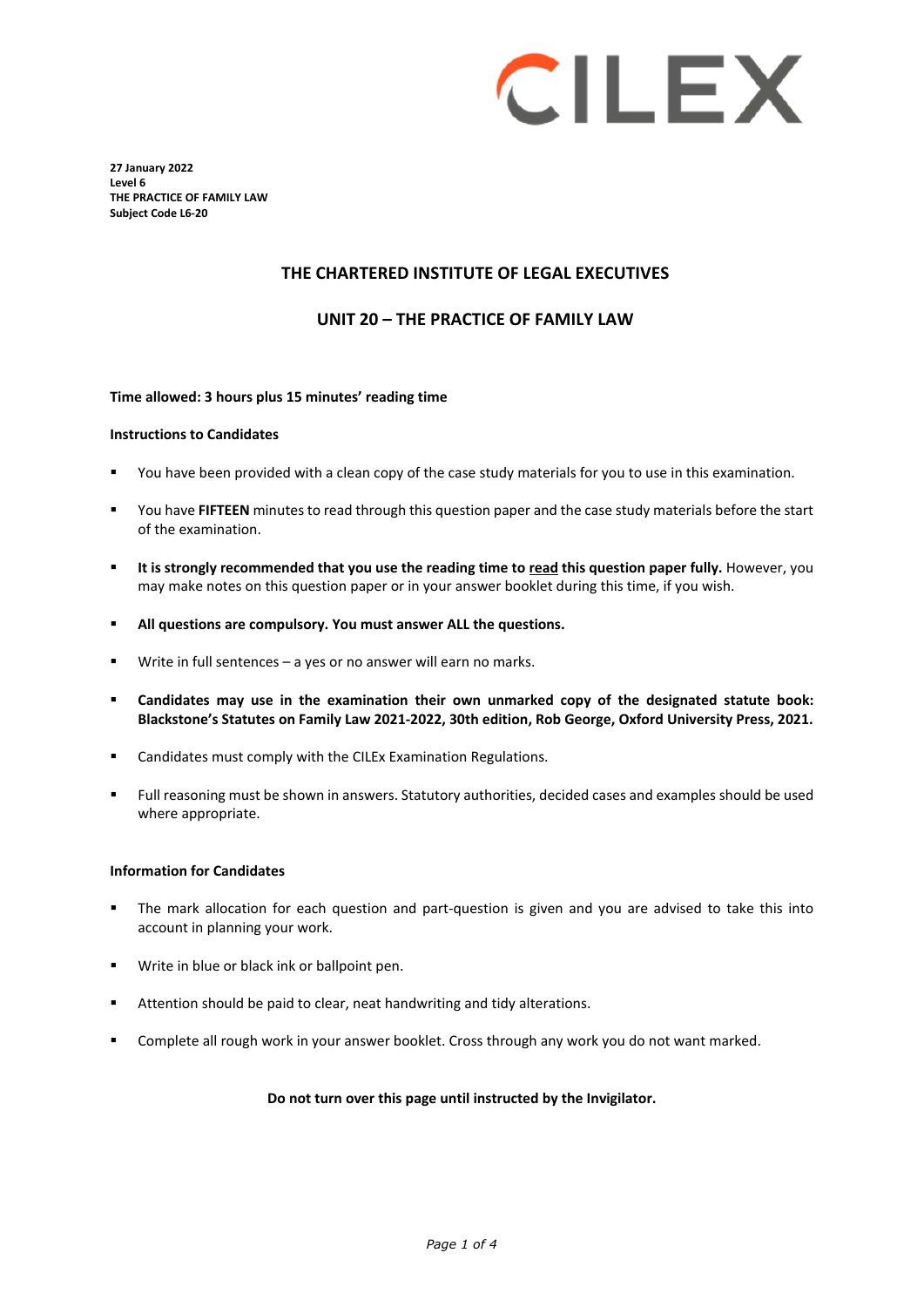**27 January 2022**
**Level 6**
**THE PRACTICE OF FAMILY LAW**
**Subject Code L6-20**

# THE CHARTERED INSTITUTE OF LEGAL EXECUTIVES

## UNIT 20 – THE PRACTICE OF FAMILY LAW

**Time allowed: 3 hours plus 15 minutes' reading time**

**Instructions to Candidates**

- You have been provided with a clean copy of the case study materials for you to use in this examination.
- You have **FIFTEEN** minutes to read through this question paper and the case study materials before the start of the examination.
- **It is strongly recommended that you use the reading time to read this question paper fully.** However, you may make notes on this question paper or in your answer booklet during this time, if you wish.
- **All questions are compulsory. You must answer ALL the questions.**
- Write in full sentences – a yes or no answer will earn no marks.
- **Candidates may use in the examination their own unmarked copy of the designated statute book: Blackstone's Statutes on Family Law 2021-2022, 30th edition, Rob George, Oxford University Press, 2021.**
- Candidates must comply with the CILEx Examination Regulations.
- Full reasoning must be shown in answers. Statutory authorities, decided cases and examples should be used where appropriate.

**Information for Candidates**

- The mark allocation for each question and part-question is given and you are advised to take this into account in planning your work.
- Write in blue or black ink or ballpoint pen.
- Attention should be paid to clear, neat handwriting and tidy alterations.
- Complete all rough work in your answer booklet. Cross through any work you do not want marked.

**Do not turn over this page until instructed by the Invigilator.**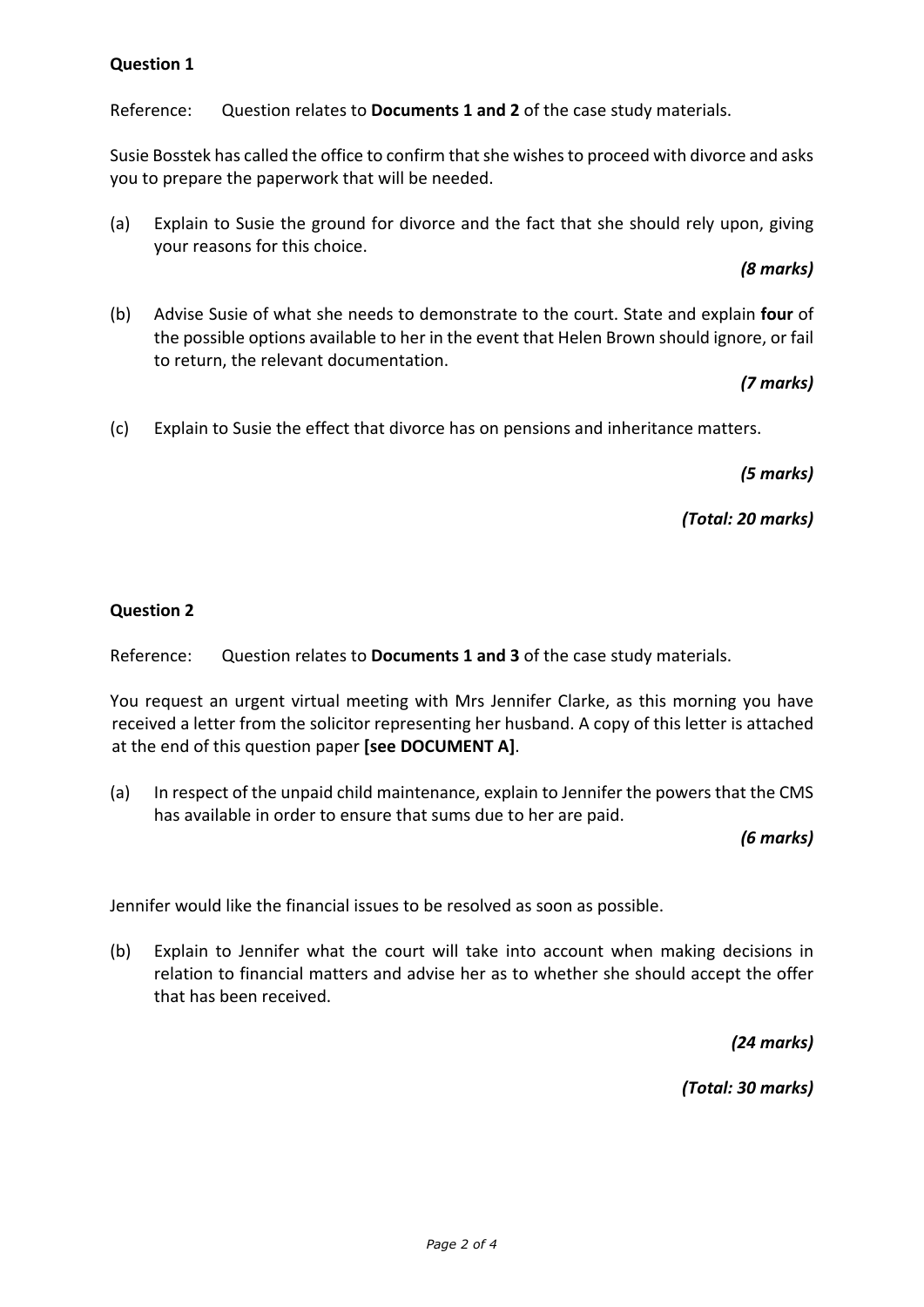**Question 1**

Reference: Question relates to **Documents 1 and 2** of the case study materials.

Susie Bosstek has called the office to confirm that she wishes to proceed with divorce and asks you to prepare the paperwork that will be needed.

(a) Explain to Susie the ground for divorce and the fact that she should rely upon, giving your reasons for this choice.

***(8 marks)***

(b) Advise Susie of what she needs to demonstrate to the court. State and explain **four** of the possible options available to her in the event that Helen Brown should ignore, or fail to return, the relevant documentation.

***(7 marks)***

(c) Explain to Susie the effect that divorce has on pensions and inheritance matters.

***(5 marks)***

***(Total: 20 marks)***

**Question 2**

Reference: Question relates to **Documents 1 and 3** of the case study materials.

You request an urgent virtual meeting with Mrs Jennifer Clarke, as this morning you have received a letter from the solicitor representing her husband. A copy of this letter is attached at the end of this question paper **[see DOCUMENT A]**.

(a) In respect of the unpaid child maintenance, explain to Jennifer the powers that the CMS has available in order to ensure that sums due to her are paid.

***(6 marks)***

Jennifer would like the financial issues to be resolved as soon as possible.

(b) Explain to Jennifer what the court will take into account when making decisions in relation to financial matters and advise her as to whether she should accept the offer that has been received.

***(24 marks)***

***(Total: 30 marks)***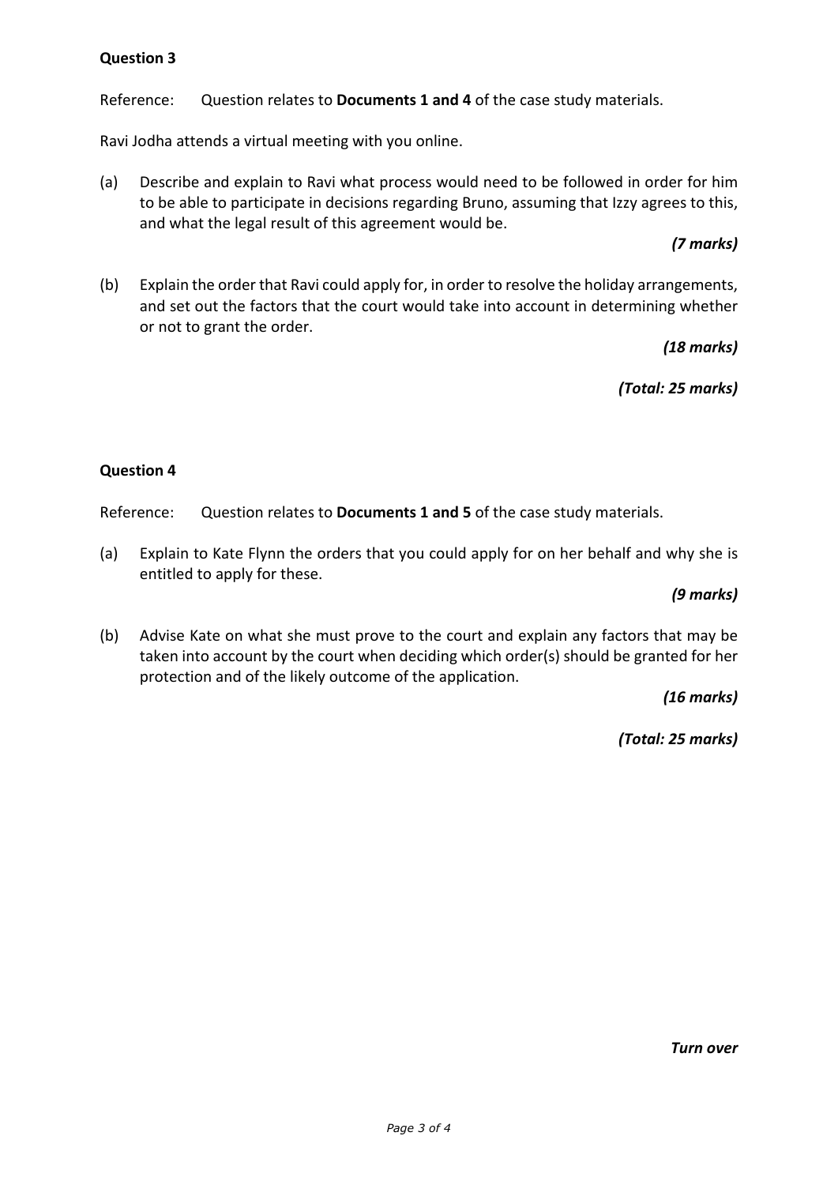**Question 3**

Reference: Question relates to **Documents 1 and 4** of the case study materials.

Ravi Jodha attends a virtual meeting with you online.

(a) Describe and explain to Ravi what process would need to be followed in order for him to be able to participate in decisions regarding Bruno, assuming that Izzy agrees to this, and what the legal result of this agreement would be.

***(7 marks)***

(b) Explain the order that Ravi could apply for, in order to resolve the holiday arrangements, and set out the factors that the court would take into account in determining whether or not to grant the order.

***(18 marks)***

***(Total: 25 marks)***

**Question 4**

Reference: Question relates to **Documents 1 and 5** of the case study materials.

(a) Explain to Kate Flynn the orders that you could apply for on her behalf and why she is entitled to apply for these.

***(9 marks)***

(b) Advise Kate on what she must prove to the court and explain any factors that may be taken into account by the court when deciding which order(s) should be granted for her protection and of the likely outcome of the application.

***(16 marks)***

***(Total: 25 marks)***

***Turn over***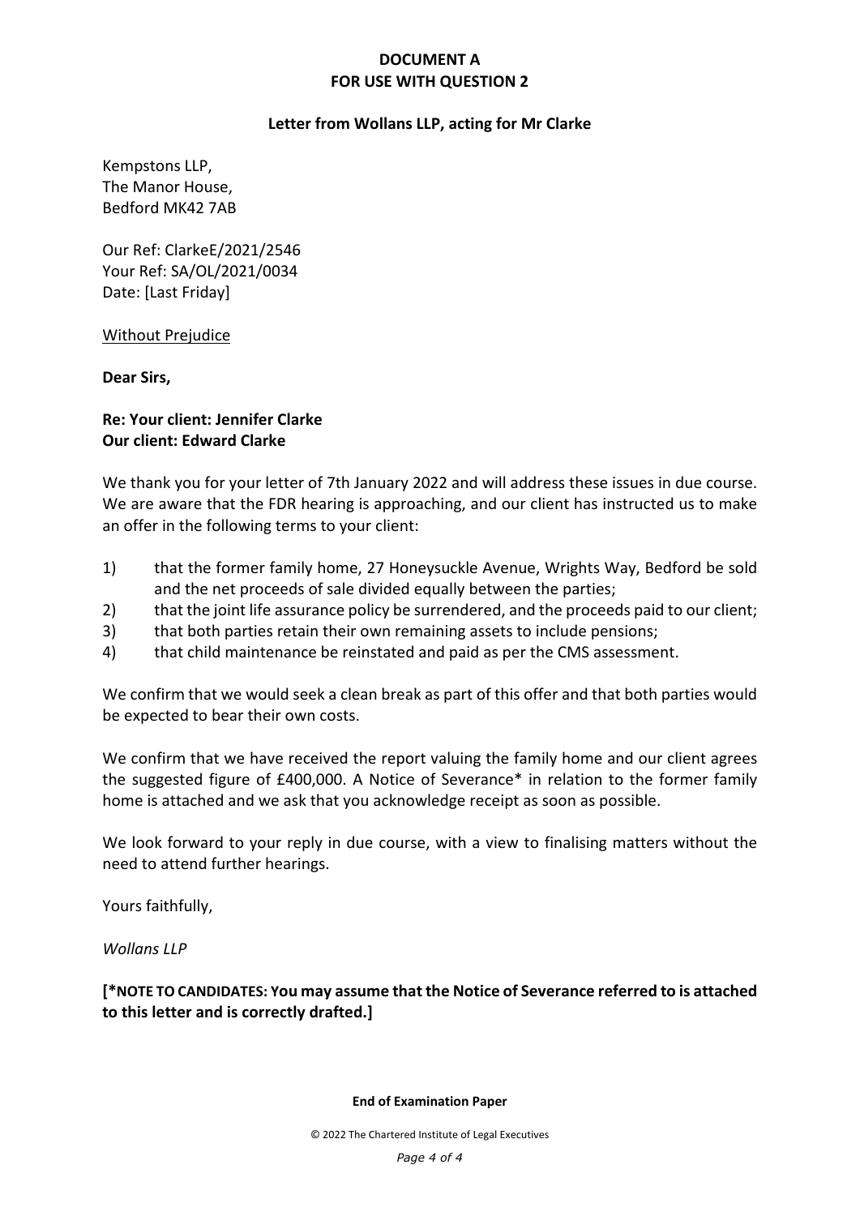**DOCUMENT A**
**FOR USE WITH QUESTION 2**

**Letter from Wollans LLP, acting for Mr Clarke**

Kempstons LLP,
The Manor House,
Bedford MK42 7AB

Our Ref: ClarkeE/2021/2546
Your Ref: SA/OL/2021/0034
Date: [Last Friday]

Without Prejudice

**Dear Sirs,**

**Re: Your client: Jennifer Clarke**
**Our client: Edward Clarke**

We thank you for your letter of 7th January 2022 and will address these issues in due course. We are aware that the FDR hearing is approaching, and our client has instructed us to make an offer in the following terms to your client:

1) that the former family home, 27 Honeysuckle Avenue, Wrights Way, Bedford be sold and the net proceeds of sale divided equally between the parties;
2) that the joint life assurance policy be surrendered, and the proceeds paid to our client;
3) that both parties retain their own remaining assets to include pensions;
4) that child maintenance be reinstated and paid as per the CMS assessment.

We confirm that we would seek a clean break as part of this offer and that both parties would be expected to bear their own costs.

We confirm that we have received the report valuing the family home and our client agrees the suggested figure of £400,000. A Notice of Severance* in relation to the former family home is attached and we ask that you acknowledge receipt as soon as possible.

We look forward to your reply in due course, with a view to finalising matters without the need to attend further hearings.

Yours faithfully,

*Wollans LLP*

**[*NOTE TO CANDIDATES: You may assume that the Notice of Severance referred to is attached to this letter and is correctly drafted.]**

**End of Examination Paper**

© 2022 The Chartered Institute of Legal Executives